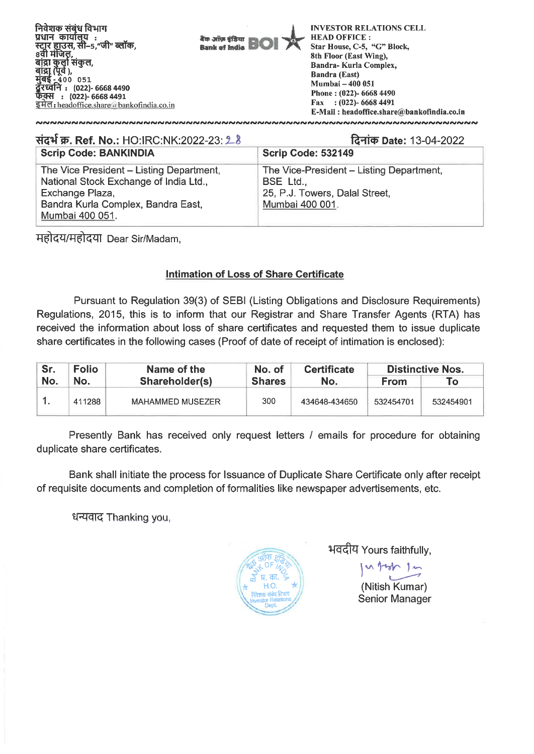निवेशक संबंध विभाग
प्रधान कार्यालय :
स्टार हाउस, सी–5,"जी" ब्लॉक,
8वी मंजिल,
बांद्रा कुर्ला संकुल,
बांद्रा (पूर्व),
मुंबई - 400 051
दूरध्वनि : (022)- 6668 4490
फैक्स : (022)- 6668 4491
इमेल: headoffice.share@bankofindia.co.in

बैंक ऑफ इंडिया Bank of India BOI

INVESTOR RELATIONS CELL
HEAD OFFICE :
Star House, C-5, "G" Block,
8th Floor (East Wing),
Bandra- Kurla Complex,
Bandra (East)
Mumbai – 400 051
Phone : (022)- 6668 4490
Fax : (022)- 6668 4491
E-Mail : headoffice.share@bankofindia.co.in

**संदर्भ क्र. Ref. No.:** HO:IRC:NK:2022-23: 28

**दिनांक Date:** 13-04-2022

| Scrip Code: BANKINDIA | Scrip Code: 532149 |
|---|---|
| The Vice President – Listing Department, National Stock Exchange of India Ltd., Exchange Plaza, Bandra Kurla Complex, Bandra East, Mumbai 400 051. | The Vice-President – Listing Department, BSE Ltd., 25, P.J. Towers, Dalal Street, Mumbai 400 001. |

महोदय/महोदया Dear Sir/Madam,

**Intimation of Loss of Share Certificate**

Pursuant to Regulation 39(3) of SEBI (Listing Obligations and Disclosure Requirements) Regulations, 2015, this is to inform that our Registrar and Share Transfer Agents (RTA) has received the information about loss of share certificates and requested them to issue duplicate share certificates in the following cases (Proof of date of receipt of intimation is enclosed):

| Sr. No. | Folio No. | Name of the Shareholder(s) | No. of Shares | Certificate No. | Distinctive Nos. | |
|---|---|---|---|---|---|---|
| | | | | | From | To |
| 1. | 411288 | MAHAMMED MUSEZER | 300 | 434648-434650 | 532454701 | 532454901 |

Presently Bank has received only request letters / emails for procedure for obtaining duplicate share certificates.

Bank shall initiate the process for Issuance of Duplicate Share Certificate only after receipt of requisite documents and completion of formalities like newspaper advertisements, etc.

धन्यवाद Thanking you,

भवदीय Yours faithfully,

(Nitish Kumar)
Senior Manager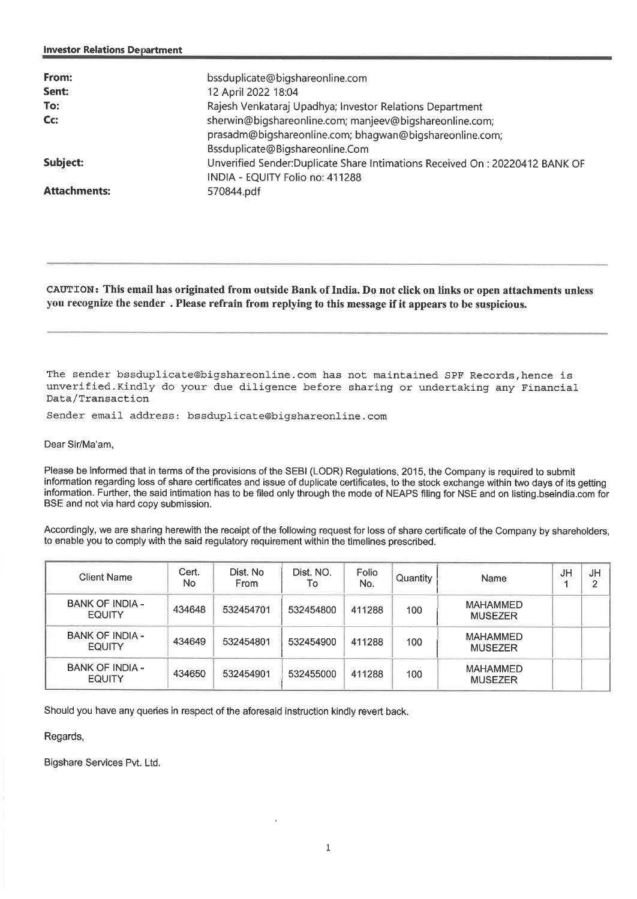**Investor Relations Department**

| | |
|---|---|
| **From:** | bssduplicate@bigshareonline.com |
| **Sent:** | 12 April 2022 18:04 |
| **To:** | Rajesh Venkataraj Upadhya; Investor Relations Department |
| **Cc:** | sherwin@bigshareonline.com; manjeev@bigshareonline.com; prasadm@bigshareonline.com; bhagwan@bigshareonline.com; Bssduplicate@Bigshareonline.Com |
| **Subject:** | Unverified Sender:Duplicate Share Intimations Received On : 20220412 BANK OF INDIA - EQUITY Folio no: 411288 |
| **Attachments:** | 570844.pdf |

---

**CAUTION: This email has originated from outside Bank of India. Do not click on links or open attachments unless you recognize the sender . Please refrain from replying to this message if it appears to be suspicious.**

---

The sender bssduplicate@bigshareonline.com has not maintained SPF Records,hence is unverified.Kindly do your due diligence before sharing or undertaking any Financial Data/Transaction

Sender email address: bssduplicate@bigshareonline.com

Dear Sir/Ma'am,

Please be informed that in terms of the provisions of the SEBI (LODR) Regulations, 2015, the Company is required to submit information regarding loss of share certificates and issue of duplicate certificates, to the stock exchange within two days of its getting information. Further, the said intimation has to be filed only through the mode of NEAPS filing for NSE and on listing.bseindia.com for BSE and not via hard copy submission.

Accordingly, we are sharing herewith the receipt of the following request for loss of share certificate of the Company by shareholders, to enable you to comply with the said regulatory requirement within the timelines prescribed.

| Client Name | Cert. No | Dist. No From | Dist. NO. To | Folio No. | Quantity | Name | JH 1 | JH 2 |
|---|---|---|---|---|---|---|---|---|
| BANK OF INDIA - EQUITY | 434648 | 532454701 | 532454800 | 411288 | 100 | MAHAMMED MUSEZER | | |
| BANK OF INDIA - EQUITY | 434649 | 532454801 | 532454900 | 411288 | 100 | MAHAMMED MUSEZER | | |
| BANK OF INDIA - EQUITY | 434650 | 532454901 | 532455000 | 411288 | 100 | MAHAMMED MUSEZER | | |

Should you have any queries in respect of the aforesaid instruction kindly revert back.

Regards,

Bigshare Services Pvt. Ltd.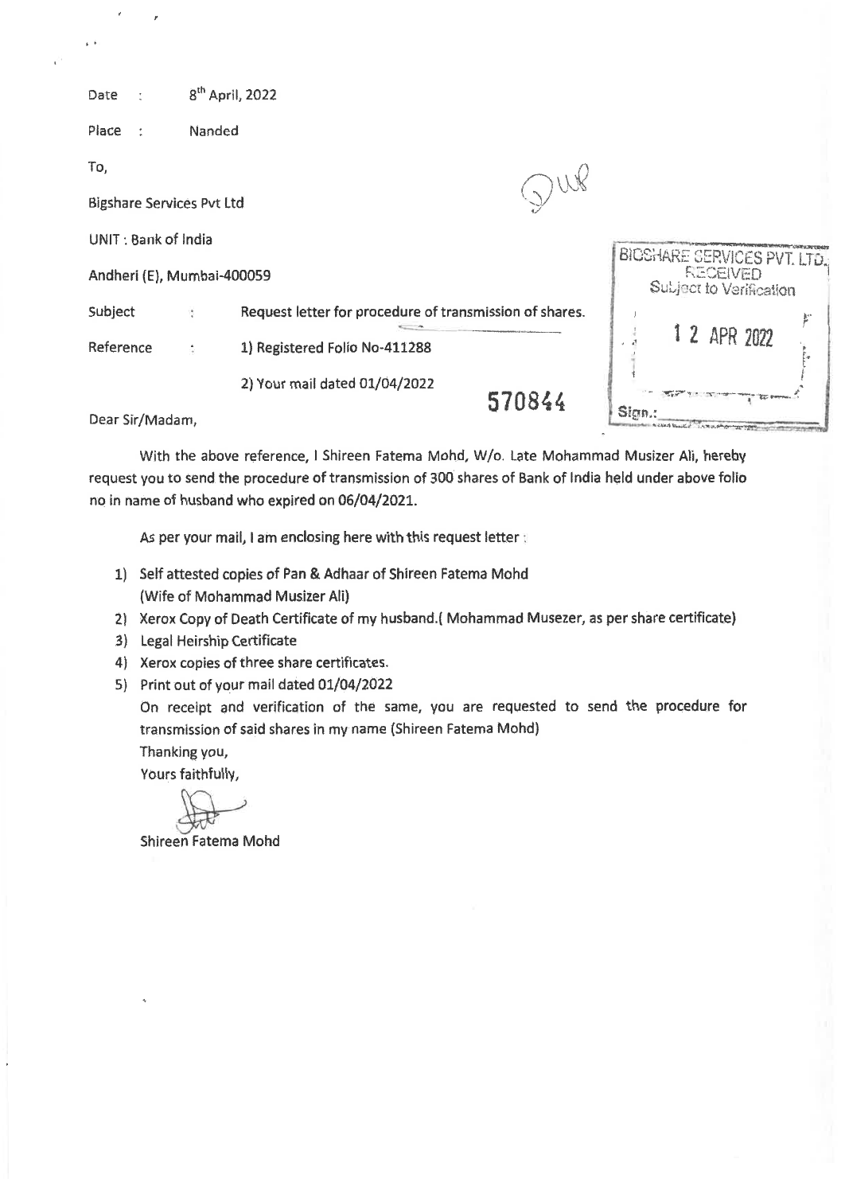Date : 8th April, 2022

Place : Nanded

To,

Bigshare Services Pvt Ltd

UNIT : Bank of India

Andheri (E), Mumbai-400059

BIGSHARE SERVICES PVT. LTD.
RECEIVED
Subject to Verification

12 APR 2022

Sign.:

Subject : Request letter for procedure of transmission of shares.

Reference : 1) Registered Folio No-411288

2) Your mail dated 01/04/2022

570844

Dear Sir/Madam,

With the above reference, I Shireen Fatema Mohd, W/o. Late Mohammad Musizer Ali, hereby request you to send the procedure of transmission of 300 shares of Bank of India held under above folio no in name of husband who expired on 06/04/2021.

As per your mail, I am enclosing here with this request letter :

1) Self attested copies of Pan & Adhaar of Shireen Fatema Mohd (Wife of Mohammad Musizer Ali)
2) Xerox Copy of Death Certificate of my husband.( Mohammad Musezer, as per share certificate)
3) Legal Heirship Certificate
4) Xerox copies of three share certificates.
5) Print out of your mail dated 01/04/2022

On receipt and verification of the same, you are requested to send the procedure for transmission of said shares in my name (Shireen Fatema Mohd)

Thanking you,

Yours faithfully,

Shireen Fatema Mohd